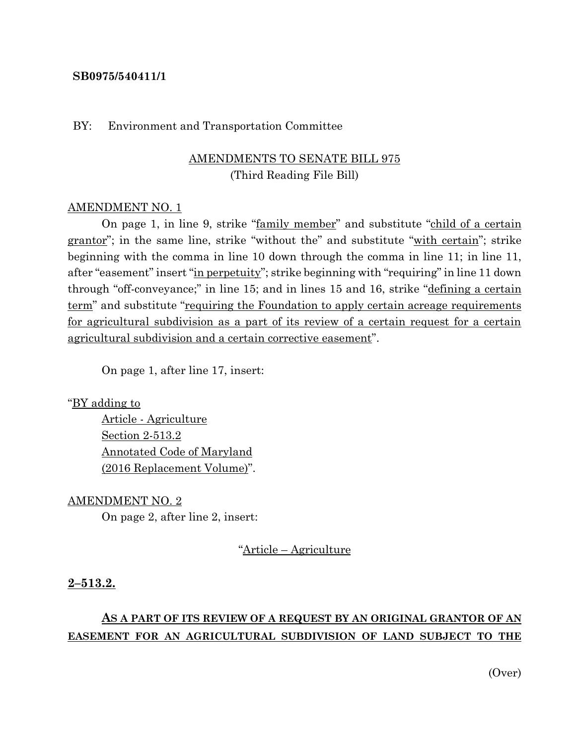**SB0975/540411/1**

BY: Environment and Transportation Committee

AMENDMENTS TO SENATE BILL 975
(Third Reading File Bill)

AMENDMENT NO. 1

On page 1, in line 9, strike "family member" and substitute "child of a certain grantor"; in the same line, strike "without the" and substitute "with certain"; strike beginning with the comma in line 10 down through the comma in line 11; in line 11, after "easement" insert "in perpetuity"; strike beginning with "requiring" in line 11 down through "off-conveyance;" in line 15; and in lines 15 and 16, strike "defining a certain term" and substitute "requiring the Foundation to apply certain acreage requirements for agricultural subdivision as a part of its review of a certain request for a certain agricultural subdivision and a certain corrective easement".

On page 1, after line 17, insert:

"BY adding to
Article - Agriculture
Section 2-513.2
Annotated Code of Maryland
(2016 Replacement Volume)".

AMENDMENT NO. 2

On page 2, after line 2, insert:

"Article – Agriculture

**2–513.2.**

**AS A PART OF ITS REVIEW OF A REQUEST BY AN ORIGINAL GRANTOR OF AN EASEMENT FOR AN AGRICULTURAL SUBDIVISION OF LAND SUBJECT TO THE**

(Over)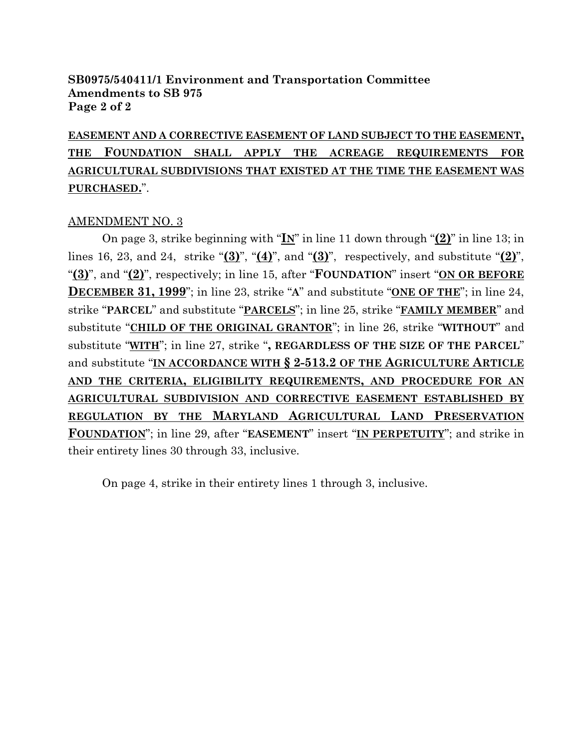**SB0975/540411/1 Environment and Transportation Committee**
**Amendments to SB 975**
**Page 2 of 2**

**EASEMENT AND A CORRECTIVE EASEMENT OF LAND SUBJECT TO THE EASEMENT, THE FOUNDATION SHALL APPLY THE ACREAGE REQUIREMENTS FOR AGRICULTURAL SUBDIVISIONS THAT EXISTED AT THE TIME THE EASEMENT WAS PURCHASED.**".

AMENDMENT NO. 3

On page 3, strike beginning with "**IN**" in line 11 down through "**(2)**" in line 13; in lines 16, 23, and 24, strike "**(3)**", "**(4)**", and "**(3)**", respectively, and substitute "**(2)**", "**(3)**", and "**(2)**", respectively; in line 15, after "**FOUNDATION**" insert "**ON OR BEFORE DECEMBER 31, 1999**"; in line 23, strike "**A**" and substitute "**ONE OF THE**"; in line 24, strike "**PARCEL**" and substitute "**PARCELS**"; in line 25, strike "**FAMILY MEMBER**" and substitute "**CHILD OF THE ORIGINAL GRANTOR**"; in line 26, strike "**WITHOUT**" and substitute "**WITH**"; in line 27, strike "**, REGARDLESS OF THE SIZE OF THE PARCEL**" and substitute "**IN ACCORDANCE WITH § 2-513.2 OF THE AGRICULTURE ARTICLE AND THE CRITERIA, ELIGIBILITY REQUIREMENTS, AND PROCEDURE FOR AN AGRICULTURAL SUBDIVISION AND CORRECTIVE EASEMENT ESTABLISHED BY REGULATION BY THE MARYLAND AGRICULTURAL LAND PRESERVATION FOUNDATION**"; in line 29, after "**EASEMENT**" insert "**IN PERPETUITY**"; and strike in their entirety lines 30 through 33, inclusive.

On page 4, strike in their entirety lines 1 through 3, inclusive.